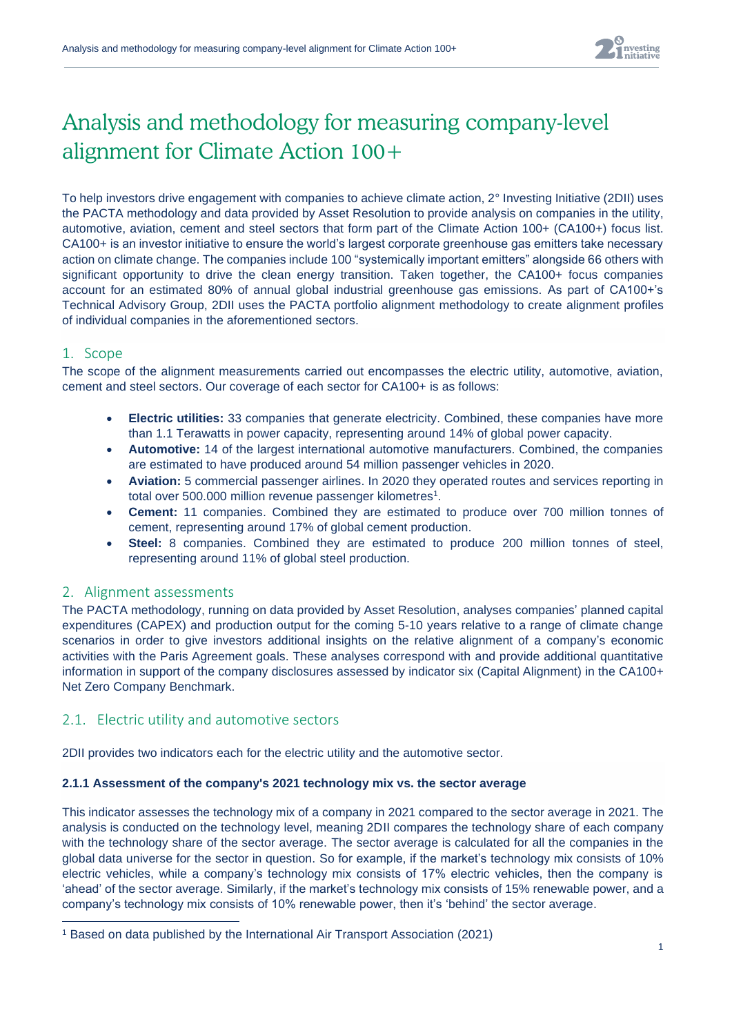# Analysis and methodology for measuring company-level alignment for Climate Action 100+

To help investors drive engagement with companies to achieve climate action, 2° Investing Initiative (2DII) uses the PACTA methodology and data provided by Asset Resolution to provide analysis on companies in the utility, automotive, aviation, cement and steel sectors that form part of the Climate Action 100+ (CA100+) focus list. CA100+ is an investor initiative to ensure the world's largest corporate greenhouse gas emitters take necessary action on climate change. The companies include 100 "systemically important emitters" alongside 66 others with significant opportunity to drive the clean energy transition. Taken together, the CA100+ focus companies account for an estimated 80% of annual global industrial greenhouse gas emissions. As part of CA100+'s Technical Advisory Group, 2DII uses the PACTA portfolio alignment methodology to create alignment profiles of individual companies in the aforementioned sectors.

## 1. Scope

The scope of the alignment measurements carried out encompasses the electric utility, automotive, aviation, cement and steel sectors. Our coverage of each sector for CA100+ is as follows:

- **Electric utilities:** 33 companies that generate electricity. Combined, these companies have more than 1.1 Terawatts in power capacity, representing around 14% of global power capacity.
- **Automotive:** 14 of the largest international automotive manufacturers. Combined, the companies are estimated to have produced around 54 million passenger vehicles in 2020.
- **Aviation:** 5 commercial passenger airlines. In 2020 they operated routes and services reporting in total over 500.000 million revenue passenger kilometres[1].
- **Cement:** 11 companies. Combined they are estimated to produce over 700 million tonnes of cement, representing around 17% of global cement production.
- **Steel:** 8 companies. Combined they are estimated to produce 200 million tonnes of steel, representing around 11% of global steel production.

## 2. Alignment assessments

The PACTA methodology, running on data provided by Asset Resolution, analyses companies' planned capital expenditures (CAPEX) and production output for the coming 5-10 years relative to a range of climate change scenarios in order to give investors additional insights on the relative alignment of a company's economic activities with the Paris Agreement goals. These analyses correspond with and provide additional quantitative information in support of the company disclosures assessed by indicator six (Capital Alignment) in the CA100+ Net Zero Company Benchmark.

### 2.1. Electric utility and automotive sectors

2DII provides two indicators each for the electric utility and the automotive sector.

#### 2.1.1 Assessment of the company's 2021 technology mix vs. the sector average

This indicator assesses the technology mix of a company in 2021 compared to the sector average in 2021. The analysis is conducted on the technology level, meaning 2DII compares the technology share of each company with the technology share of the sector average. The sector average is calculated for all the companies in the global data universe for the sector in question. So for example, if the market's technology mix consists of 10% electric vehicles, while a company's technology mix consists of 17% electric vehicles, then the company is 'ahead' of the sector average. Similarly, if the market's technology mix consists of 15% renewable power, and a company's technology mix consists of 10% renewable power, then it's 'behind' the sector average.

---

[1] Based on data published by the International Air Transport Association (2021)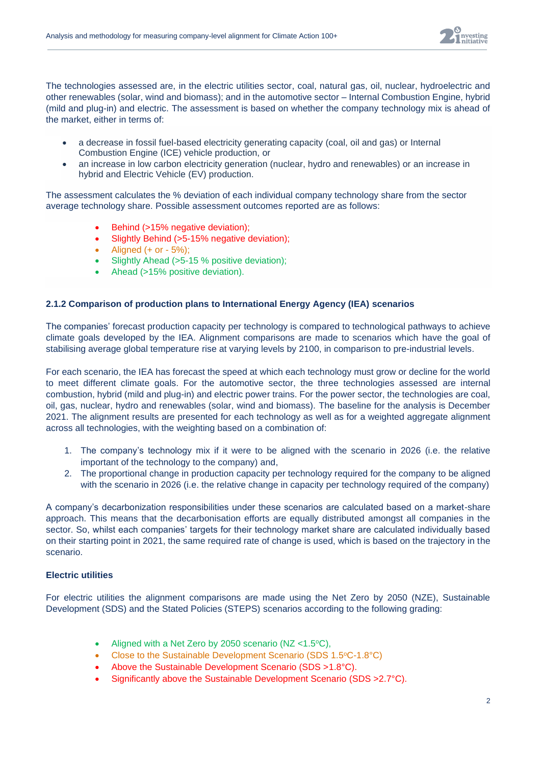The technologies assessed are, in the electric utilities sector, coal, natural gas, oil, nuclear, hydroelectric and other renewables (solar, wind and biomass); and in the automotive sector – Internal Combustion Engine, hybrid (mild and plug-in) and electric. The assessment is based on whether the company technology mix is ahead of the market, either in terms of:

- a decrease in fossil fuel-based electricity generating capacity (coal, oil and gas) or Internal Combustion Engine (ICE) vehicle production, or
- an increase in low carbon electricity generation (nuclear, hydro and renewables) or an increase in hybrid and Electric Vehicle (EV) production.

The assessment calculates the % deviation of each individual company technology share from the sector average technology share. Possible assessment outcomes reported are as follows:

- Behind (>15% negative deviation);
- Slightly Behind (>5-15% negative deviation);
- Aligned (+ or - 5%);
- Slightly Ahead (>5-15 % positive deviation);
- Ahead (>15% positive deviation).

### 2.1.2 Comparison of production plans to International Energy Agency (IEA) scenarios

The companies' forecast production capacity per technology is compared to technological pathways to achieve climate goals developed by the IEA. Alignment comparisons are made to scenarios which have the goal of stabilising average global temperature rise at varying levels by 2100, in comparison to pre-industrial levels.

For each scenario, the IEA has forecast the speed at which each technology must grow or decline for the world to meet different climate goals. For the automotive sector, the three technologies assessed are internal combustion, hybrid (mild and plug-in) and electric power trains. For the power sector, the technologies are coal, oil, gas, nuclear, hydro and renewables (solar, wind and biomass). The baseline for the analysis is December 2021. The alignment results are presented for each technology as well as for a weighted aggregate alignment across all technologies, with the weighting based on a combination of:

1. The company's technology mix if it were to be aligned with the scenario in 2026 (i.e. the relative important of the technology to the company) and,
2. The proportional change in production capacity per technology required for the company to be aligned with the scenario in 2026 (i.e. the relative change in capacity per technology required of the company)

A company's decarbonization responsibilities under these scenarios are calculated based on a market-share approach. This means that the decarbonisation efforts are equally distributed amongst all companies in the sector. So, whilst each companies' targets for their technology market share are calculated individually based on their starting point in 2021, the same required rate of change is used, which is based on the trajectory in the scenario.

**Electric utilities**

For electric utilities the alignment comparisons are made using the Net Zero by 2050 (NZE), Sustainable Development (SDS) and the Stated Policies (STEPS) scenarios according to the following grading:

- Aligned with a Net Zero by 2050 scenario (NZ <1.5ºC),
- Close to the Sustainable Development Scenario (SDS 1.5ºC-1.8°C)
- Above the Sustainable Development Scenario (SDS >1.8°C).
- Significantly above the Sustainable Development Scenario (SDS >2.7°C).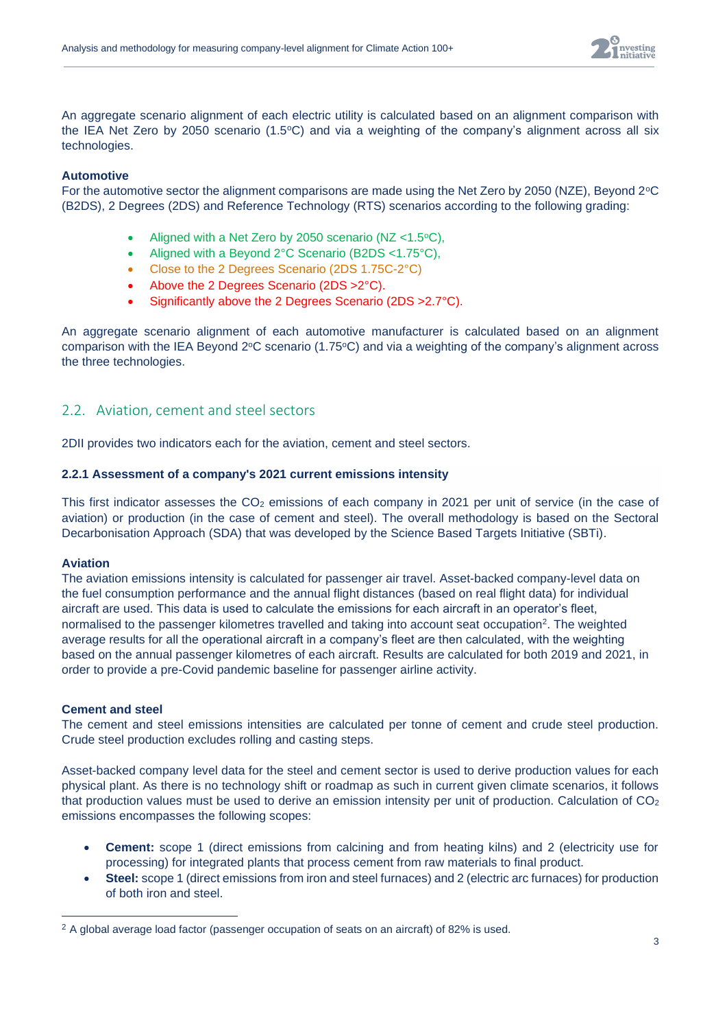An aggregate scenario alignment of each electric utility is calculated based on an alignment comparison with the IEA Net Zero by 2050 scenario (1.5°C) and via a weighting of the company's alignment across all six technologies.

**Automotive**

For the automotive sector the alignment comparisons are made using the Net Zero by 2050 (NZE), Beyond 2°C (B2DS), 2 Degrees (2DS) and Reference Technology (RTS) scenarios according to the following grading:

- Aligned with a Net Zero by 2050 scenario (NZ <1.5°C),
- Aligned with a Beyond 2°C Scenario (B2DS <1.75°C),
- Close to the 2 Degrees Scenario (2DS 1.75C-2°C)
- Above the 2 Degrees Scenario (2DS >2°C).
- Significantly above the 2 Degrees Scenario (2DS >2.7°C).

An aggregate scenario alignment of each automotive manufacturer is calculated based on an alignment comparison with the IEA Beyond 2°C scenario (1.75°C) and via a weighting of the company's alignment across the three technologies.

## 2.2. Aviation, cement and steel sectors

2DII provides two indicators each for the aviation, cement and steel sectors.

### 2.2.1 Assessment of a company's 2021 current emissions intensity

This first indicator assesses the $CO_2$ emissions of each company in 2021 per unit of service (in the case of aviation) or production (in the case of cement and steel). The overall methodology is based on the Sectoral Decarbonisation Approach (SDA) that was developed by the Science Based Targets Initiative (SBTi).

**Aviation**

The aviation emissions intensity is calculated for passenger air travel. Asset-backed company-level data on the fuel consumption performance and the annual flight distances (based on real flight data) for individual aircraft are used. This data is used to calculate the emissions for each aircraft in an operator's fleet, normalised to the passenger kilometres travelled and taking into account seat occupation[2]. The weighted average results for all the operational aircraft in a company's fleet are then calculated, with the weighting based on the annual passenger kilometres of each aircraft. Results are calculated for both 2019 and 2021, in order to provide a pre-Covid pandemic baseline for passenger airline activity.

**Cement and steel**

The cement and steel emissions intensities are calculated per tonne of cement and crude steel production. Crude steel production excludes rolling and casting steps.

Asset-backed company level data for the steel and cement sector is used to derive production values for each physical plant. As there is no technology shift or roadmap as such in current given climate scenarios, it follows that production values must be used to derive an emission intensity per unit of production. Calculation of $CO_2$ emissions encompasses the following scopes:

- **Cement:** scope 1 (direct emissions from calcining and from heating kilns) and 2 (electricity use for processing) for integrated plants that process cement from raw materials to final product.
- **Steel:** scope 1 (direct emissions from iron and steel furnaces) and 2 (electric arc furnaces) for production of both iron and steel.

[2] A global average load factor (passenger occupation of seats on an aircraft) of 82% is used.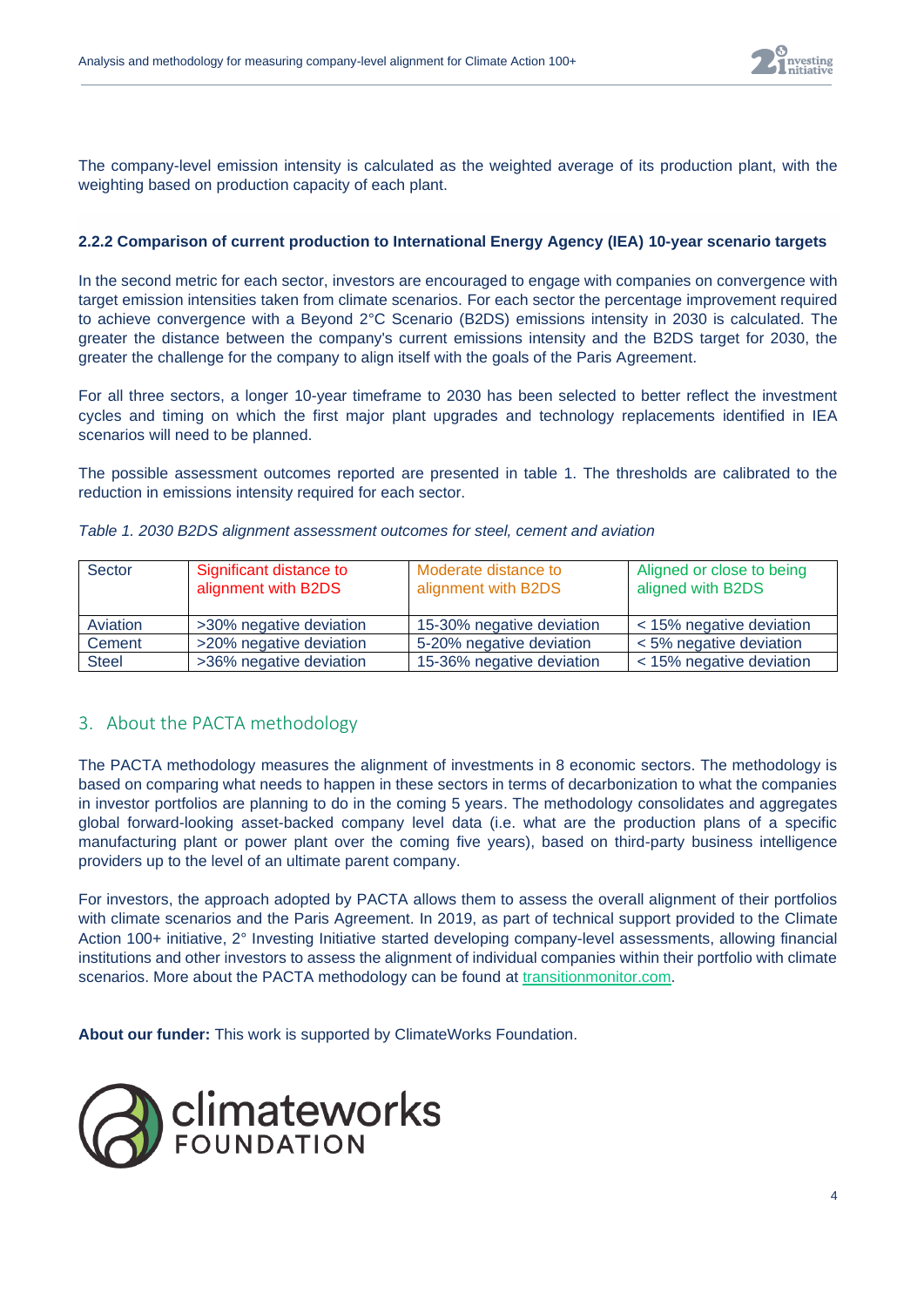The company-level emission intensity is calculated as the weighted average of its production plant, with the weighting based on production capacity of each plant.

#### 2.2.2 Comparison of current production to International Energy Agency (IEA) 10-year scenario targets

In the second metric for each sector, investors are encouraged to engage with companies on convergence with target emission intensities taken from climate scenarios. For each sector the percentage improvement required to achieve convergence with a Beyond 2°C Scenario (B2DS) emissions intensity in 2030 is calculated. The greater the distance between the company's current emissions intensity and the B2DS target for 2030, the greater the challenge for the company to align itself with the goals of the Paris Agreement.

For all three sectors, a longer 10-year timeframe to 2030 has been selected to better reflect the investment cycles and timing on which the first major plant upgrades and technology replacements identified in IEA scenarios will need to be planned.

The possible assessment outcomes reported are presented in table 1. The thresholds are calibrated to the reduction in emissions intensity required for each sector.

*Table 1. 2030 B2DS alignment assessment outcomes for steel, cement and aviation*

| Sector | Significant distance to alignment with B2DS | Moderate distance to alignment with B2DS | Aligned or close to being aligned with B2DS |
|---|---|---|---|
| Aviation | >30% negative deviation | 15-30% negative deviation | < 15% negative deviation |
| Cement | >20% negative deviation | 5-20% negative deviation | < 5% negative deviation |
| Steel | >36% negative deviation | 15-36% negative deviation | < 15% negative deviation |

## 3. About the PACTA methodology

The PACTA methodology measures the alignment of investments in 8 economic sectors. The methodology is based on comparing what needs to happen in these sectors in terms of decarbonization to what the companies in investor portfolios are planning to do in the coming 5 years. The methodology consolidates and aggregates global forward-looking asset-backed company level data (i.e. what are the production plans of a specific manufacturing plant or power plant over the coming five years), based on third-party business intelligence providers up to the level of an ultimate parent company.

For investors, the approach adopted by PACTA allows them to assess the overall alignment of their portfolios with climate scenarios and the Paris Agreement. In 2019, as part of technical support provided to the Climate Action 100+ initiative, 2° Investing Initiative started developing company-level assessments, allowing financial institutions and other investors to assess the alignment of individual companies within their portfolio with climate scenarios. More about the PACTA methodology can be found at transitionmonitor.com.

**About our funder:** This work is supported by ClimateWorks Foundation.

climateworks FOUNDATION